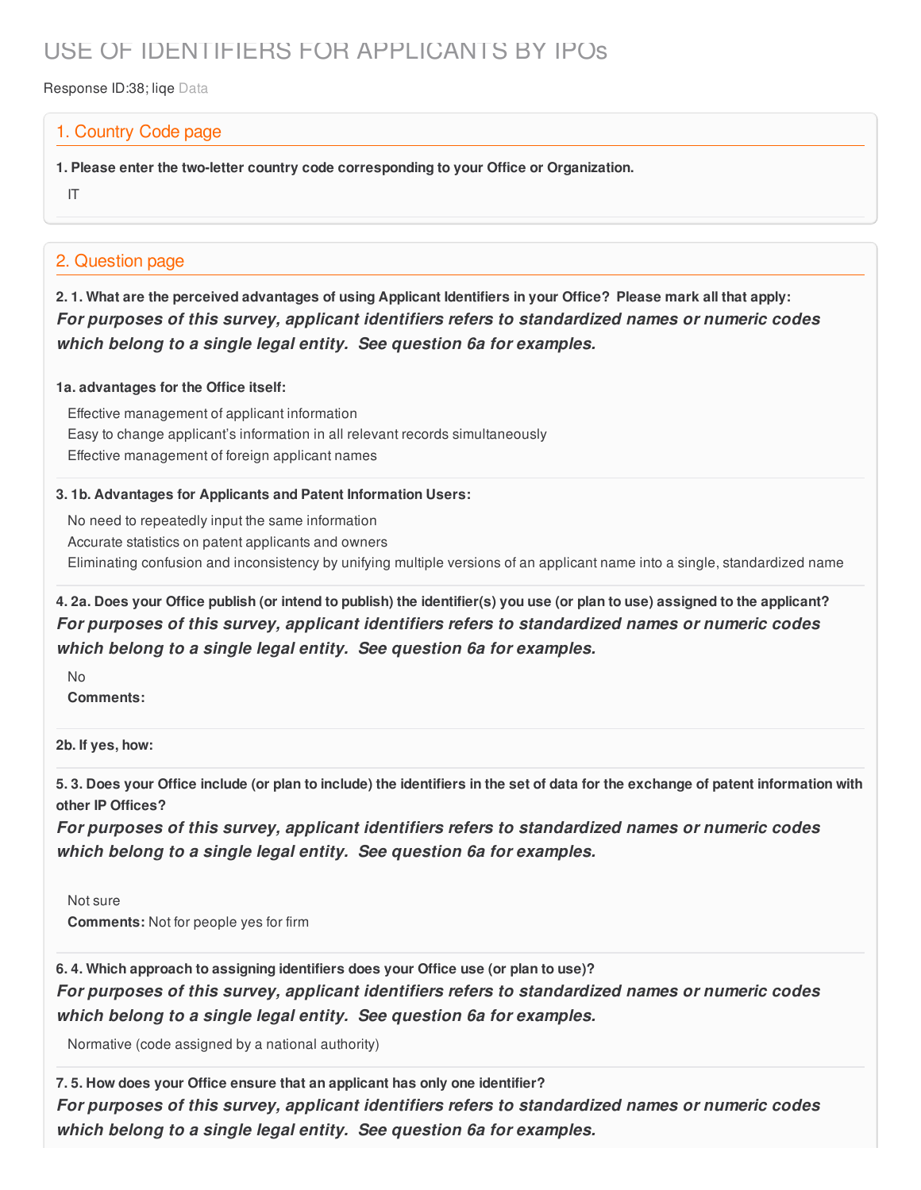# USE OF IDENTIFIERS FOR APPLICANTS BY IPOs

Response ID:38; liqe Data

## 1. Country Code page

**1. Please enter the two-letter country code corresponding to your Office or Organization.**

IT

## 2. Question page

**2. 1. What are the perceived advantages of using Applicant Identifiers in your Office? Please mark all that apply:**

***For purposes of this survey, applicant identifiers refers to standardized names or numeric codes which belong to a single legal entity. See question 6a for examples.***

**1a. advantages for the Office itself:**

Effective management of applicant information
Easy to change applicant's information in all relevant records simultaneously
Effective management of foreign applicant names

**3. 1b. Advantages for Applicants and Patent Information Users:**

No need to repeatedly input the same information
Accurate statistics on patent applicants and owners
Eliminating confusion and inconsistency by unifying multiple versions of an applicant name into a single, standardized name

**4. 2a. Does your Office publish (or intend to publish) the identifier(s) you use (or plan to use) assigned to the applicant?**

***For purposes of this survey, applicant identifiers refers to standardized names or numeric codes which belong to a single legal entity. See question 6a for examples.***

No
**Comments:**

**2b. If yes, how:**

**5. 3. Does your Office include (or plan to include) the identifiers in the set of data for the exchange of patent information with other IP Offices?**

***For purposes of this survey, applicant identifiers refers to standardized names or numeric codes which belong to a single legal entity. See question 6a for examples.***

Not sure
**Comments:** Not for people yes for firm

**6. 4. Which approach to assigning identifiers does your Office use (or plan to use)?**

***For purposes of this survey, applicant identifiers refers to standardized names or numeric codes which belong to a single legal entity. See question 6a for examples.***

Normative (code assigned by a national authority)

**7. 5. How does your Office ensure that an applicant has only one identifier?**

***For purposes of this survey, applicant identifiers refers to standardized names or numeric codes which belong to a single legal entity. See question 6a for examples.***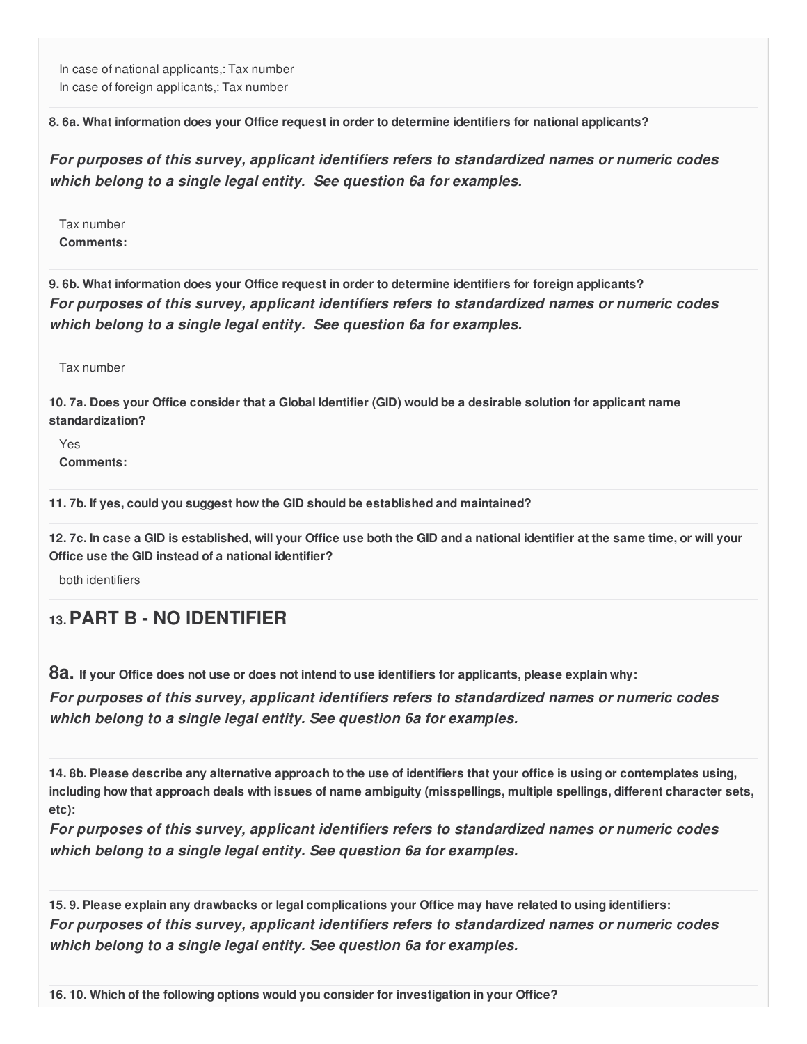In case of national applicants,: Tax number
In case of foreign applicants,: Tax number

**8. 6a. What information does your Office request in order to determine identifiers for national applicants?**

***For purposes of this survey, applicant identifiers refers to standardized names or numeric codes which belong to a single legal entity. See question 6a for examples.***

Tax number
**Comments:**

**9. 6b. What information does your Office request in order to determine identifiers for foreign applicants?**
***For purposes of this survey, applicant identifiers refers to standardized names or numeric codes which belong to a single legal entity. See question 6a for examples.***

Tax number

**10. 7a. Does your Office consider that a Global Identifier (GID) would be a desirable solution for applicant name standardization?**

Yes
**Comments:**

**11. 7b. If yes, could you suggest how the GID should be established and maintained?**

**12. 7c. In case a GID is established, will your Office use both the GID and a national identifier at the same time, or will your Office use the GID instead of a national identifier?**

both identifiers

## 13. PART B - NO IDENTIFIER

**8a. If your Office does not use or does not intend to use identifiers for applicants, please explain why:**
***For purposes of this survey, applicant identifiers refers to standardized names or numeric codes which belong to a single legal entity. See question 6a for examples.***

**14. 8b. Please describe any alternative approach to the use of identifiers that your office is using or contemplates using, including how that approach deals with issues of name ambiguity (misspellings, multiple spellings, different character sets, etc):**
***For purposes of this survey, applicant identifiers refers to standardized names or numeric codes which belong to a single legal entity. See question 6a for examples.***

**15. 9. Please explain any drawbacks or legal complications your Office may have related to using identifiers:**
***For purposes of this survey, applicant identifiers refers to standardized names or numeric codes which belong to a single legal entity. See question 6a for examples.***

**16. 10. Which of the following options would you consider for investigation in your Office?**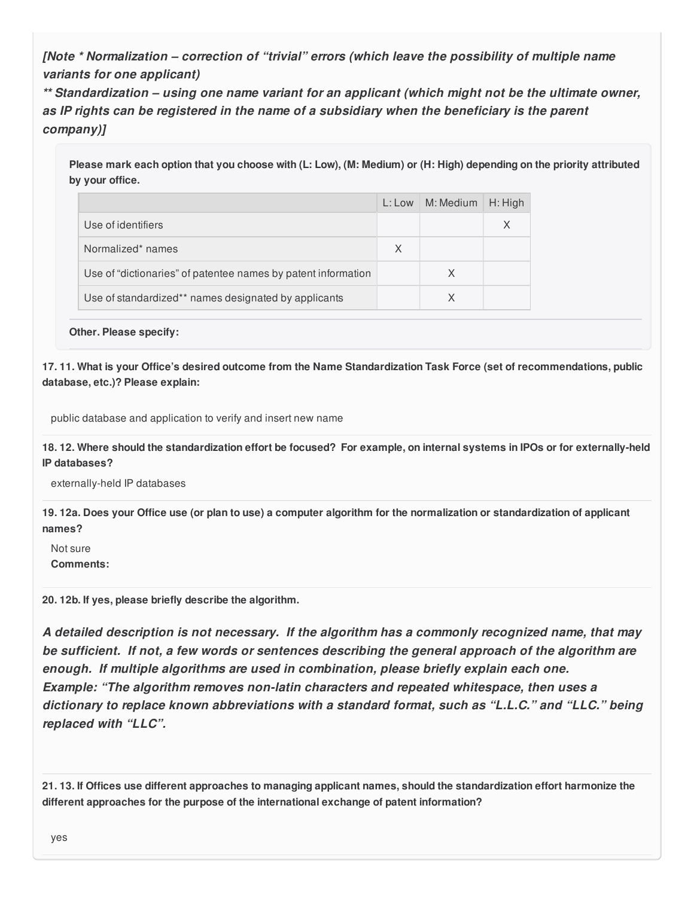*[Note * Normalization – correction of "trivial" errors (which leave the possibility of multiple name variants for one applicant)*
*** Standardization – using one name variant for an applicant (which might not be the ultimate owner, as IP rights can be registered in the name of a subsidiary when the beneficiary is the parent company)]*

**Please mark each option that you choose with (L: Low), (M: Medium) or (H: High) depending on the priority attributed by your office.**

| | L: Low | M: Medium | H: High |
|---|---|---|---|
| Use of identifiers | | | X |
| Normalized* names | X | | |
| Use of "dictionaries" of patentee names by patent information | | X | |
| Use of standardized** names designated by applicants | | X | |

**Other. Please specify:**

**17. 11. What is your Office's desired outcome from the Name Standardization Task Force (set of recommendations, public database, etc.)? Please explain:**

public database and application to verify and insert new name

**18. 12. Where should the standardization effort be focused? For example, on internal systems in IPOs or for externally-held IP databases?**

externally-held IP databases

**19. 12a. Does your Office use (or plan to use) a computer algorithm for the normalization or standardization of applicant names?**

Not sure
**Comments:**

**20. 12b. If yes, please briefly describe the algorithm.**

***A detailed description is not necessary. If the algorithm has a commonly recognized name, that may be sufficient. If not, a few words or sentences describing the general approach of the algorithm are enough. If multiple algorithms are used in combination, please briefly explain each one.***
***Example: "The algorithm removes non-latin characters and repeated whitespace, then uses a dictionary to replace known abbreviations with a standard format, such as "L.L.C." and "LLC." being replaced with "LLC".***

**21. 13. If Offices use different approaches to managing applicant names, should the standardization effort harmonize the different approaches for the purpose of the international exchange of patent information?**

yes